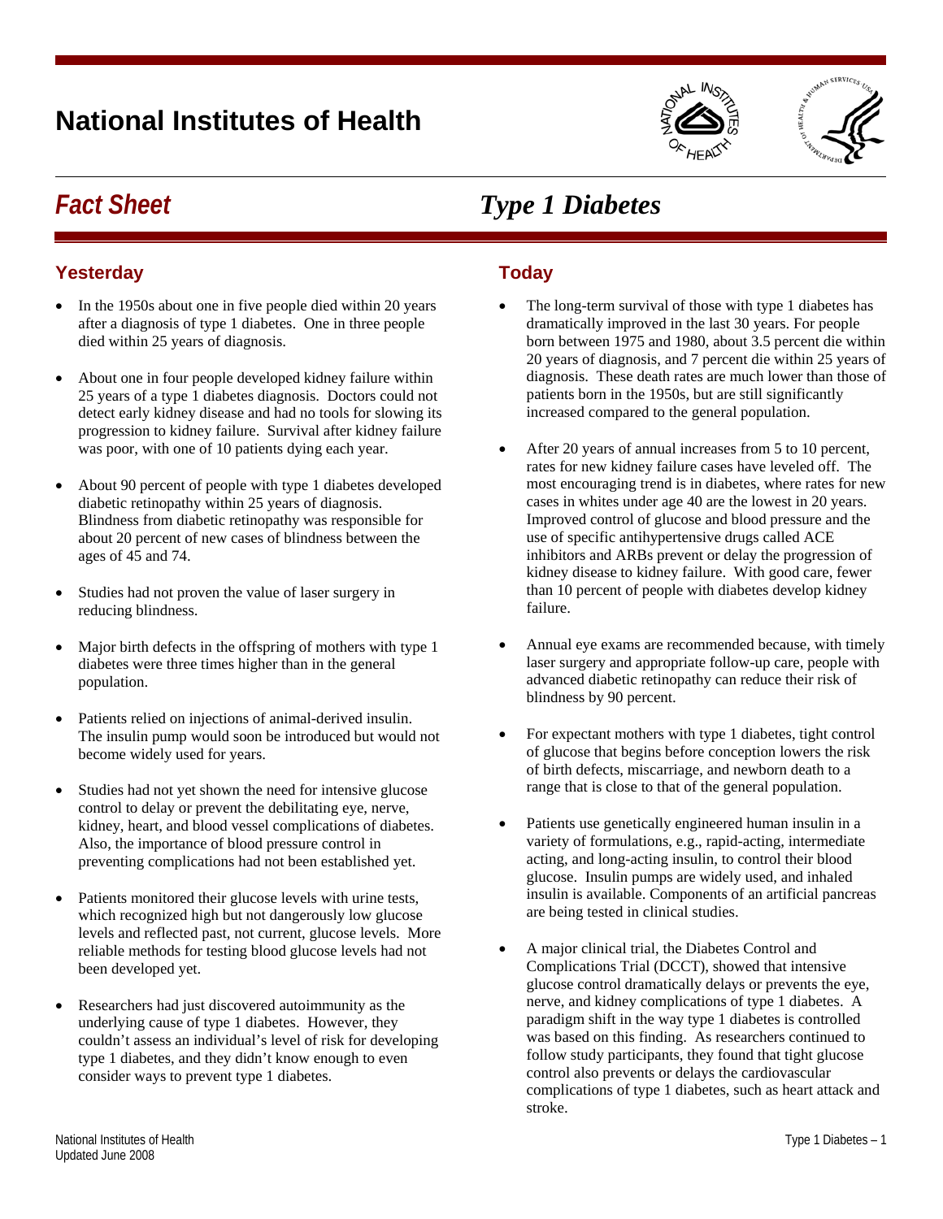# National Institutes of Health

## *Fact Sheet* — *Type 1 Diabetes*

## Yesterday

- In the 1950s about one in five people died within 20 years after a diagnosis of type 1 diabetes. One in three people died within 25 years of diagnosis.
- About one in four people developed kidney failure within 25 years of a type 1 diabetes diagnosis. Doctors could not detect early kidney disease and had no tools for slowing its progression to kidney failure. Survival after kidney failure was poor, with one of 10 patients dying each year.
- About 90 percent of people with type 1 diabetes developed diabetic retinopathy within 25 years of diagnosis. Blindness from diabetic retinopathy was responsible for about 20 percent of new cases of blindness between the ages of 45 and 74.
- Studies had not proven the value of laser surgery in reducing blindness.
- Major birth defects in the offspring of mothers with type 1 diabetes were three times higher than in the general population.
- Patients relied on injections of animal-derived insulin. The insulin pump would soon be introduced but would not become widely used for years.
- Studies had not yet shown the need for intensive glucose control to delay or prevent the debilitating eye, nerve, kidney, heart, and blood vessel complications of diabetes. Also, the importance of blood pressure control in preventing complications had not been established yet.
- Patients monitored their glucose levels with urine tests, which recognized high but not dangerously low glucose levels and reflected past, not current, glucose levels. More reliable methods for testing blood glucose levels had not been developed yet.
- Researchers had just discovered autoimmunity as the underlying cause of type 1 diabetes. However, they couldn't assess an individual's level of risk for developing type 1 diabetes, and they didn't know enough to even consider ways to prevent type 1 diabetes.

## Today

- The long-term survival of those with type 1 diabetes has dramatically improved in the last 30 years. For people born between 1975 and 1980, about 3.5 percent die within 20 years of diagnosis, and 7 percent die within 25 years of diagnosis. These death rates are much lower than those of patients born in the 1950s, but are still significantly increased compared to the general population.
- After 20 years of annual increases from 5 to 10 percent, rates for new kidney failure cases have leveled off. The most encouraging trend is in diabetes, where rates for new cases in whites under age 40 are the lowest in 20 years. Improved control of glucose and blood pressure and the use of specific antihypertensive drugs called ACE inhibitors and ARBs prevent or delay the progression of kidney disease to kidney failure. With good care, fewer than 10 percent of people with diabetes develop kidney failure.
- Annual eye exams are recommended because, with timely laser surgery and appropriate follow-up care, people with advanced diabetic retinopathy can reduce their risk of blindness by 90 percent.
- For expectant mothers with type 1 diabetes, tight control of glucose that begins before conception lowers the risk of birth defects, miscarriage, and newborn death to a range that is close to that of the general population.
- Patients use genetically engineered human insulin in a variety of formulations, e.g., rapid-acting, intermediate acting, and long-acting insulin, to control their blood glucose. Insulin pumps are widely used, and inhaled insulin is available. Components of an artificial pancreas are being tested in clinical studies.
- A major clinical trial, the Diabetes Control and Complications Trial (DCCT), showed that intensive glucose control dramatically delays or prevents the eye, nerve, and kidney complications of type 1 diabetes. A paradigm shift in the way type 1 diabetes is controlled was based on this finding. As researchers continued to follow study participants, they found that tight glucose control also prevents or delays the cardiovascular complications of type 1 diabetes, such as heart attack and stroke.

National Institutes of Health
Updated June 2008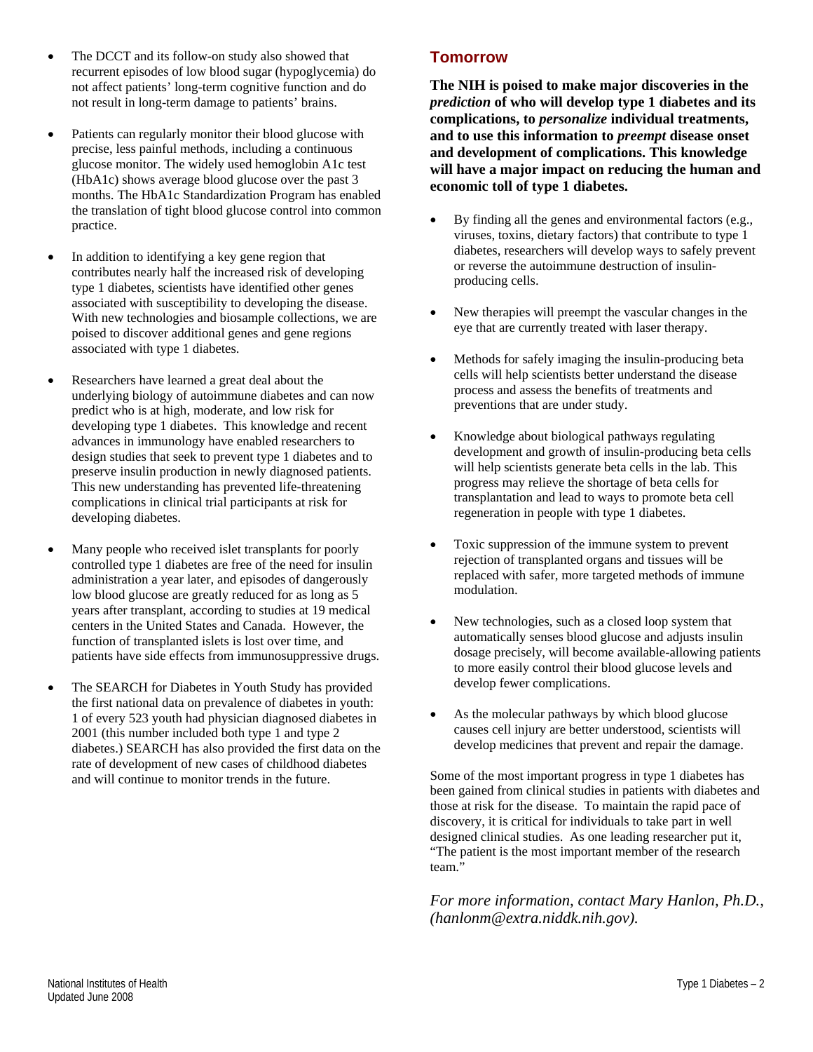- The DCCT and its follow-on study also showed that recurrent episodes of low blood sugar (hypoglycemia) do not affect patients' long-term cognitive function and do not result in long-term damage to patients' brains.

- Patients can regularly monitor their blood glucose with precise, less painful methods, including a continuous glucose monitor. The widely used hemoglobin A1c test (HbA1c) shows average blood glucose over the past 3 months. The HbA1c Standardization Program has enabled the translation of tight blood glucose control into common practice.

- In addition to identifying a key gene region that contributes nearly half the increased risk of developing type 1 diabetes, scientists have identified other genes associated with susceptibility to developing the disease. With new technologies and biosample collections, we are poised to discover additional genes and gene regions associated with type 1 diabetes.

- Researchers have learned a great deal about the underlying biology of autoimmune diabetes and can now predict who is at high, moderate, and low risk for developing type 1 diabetes. This knowledge and recent advances in immunology have enabled researchers to design studies that seek to prevent type 1 diabetes and to preserve insulin production in newly diagnosed patients. This new understanding has prevented life-threatening complications in clinical trial participants at risk for developing diabetes.

- Many people who received islet transplants for poorly controlled type 1 diabetes are free of the need for insulin administration a year later, and episodes of dangerously low blood glucose are greatly reduced for as long as 5 years after transplant, according to studies at 19 medical centers in the United States and Canada. However, the function of transplanted islets is lost over time, and patients have side effects from immunosuppressive drugs.

- The SEARCH for Diabetes in Youth Study has provided the first national data on prevalence of diabetes in youth: 1 of every 523 youth had physician diagnosed diabetes in 2001 (this number included both type 1 and type 2 diabetes.) SEARCH has also provided the first data on the rate of development of new cases of childhood diabetes and will continue to monitor trends in the future.

## Tomorrow

**The NIH is poised to make major discoveries in the *prediction* of who will develop type 1 diabetes and its complications, to *personalize* individual treatments, and to use this information to *preempt* disease onset and development of complications. This knowledge will have a major impact on reducing the human and economic toll of type 1 diabetes.**

- By finding all the genes and environmental factors (e.g., viruses, toxins, dietary factors) that contribute to type 1 diabetes, researchers will develop ways to safely prevent or reverse the autoimmune destruction of insulin-producing cells.

- New therapies will preempt the vascular changes in the eye that are currently treated with laser therapy.

- Methods for safely imaging the insulin-producing beta cells will help scientists better understand the disease process and assess the benefits of treatments and preventions that are under study.

- Knowledge about biological pathways regulating development and growth of insulin-producing beta cells will help scientists generate beta cells in the lab. This progress may relieve the shortage of beta cells for transplantation and lead to ways to promote beta cell regeneration in people with type 1 diabetes.

- Toxic suppression of the immune system to prevent rejection of transplanted organs and tissues will be replaced with safer, more targeted methods of immune modulation.

- New technologies, such as a closed loop system that automatically senses blood glucose and adjusts insulin dosage precisely, will become available-allowing patients to more easily control their blood glucose levels and develop fewer complications.

- As the molecular pathways by which blood glucose causes cell injury are better understood, scientists will develop medicines that prevent and repair the damage.

Some of the most important progress in type 1 diabetes has been gained from clinical studies in patients with diabetes and those at risk for the disease. To maintain the rapid pace of discovery, it is critical for individuals to take part in well designed clinical studies. As one leading researcher put it, "The patient is the most important member of the research team."

*For more information, contact Mary Hanlon, Ph.D., (hanlonm@extra.niddk.nih.gov).*